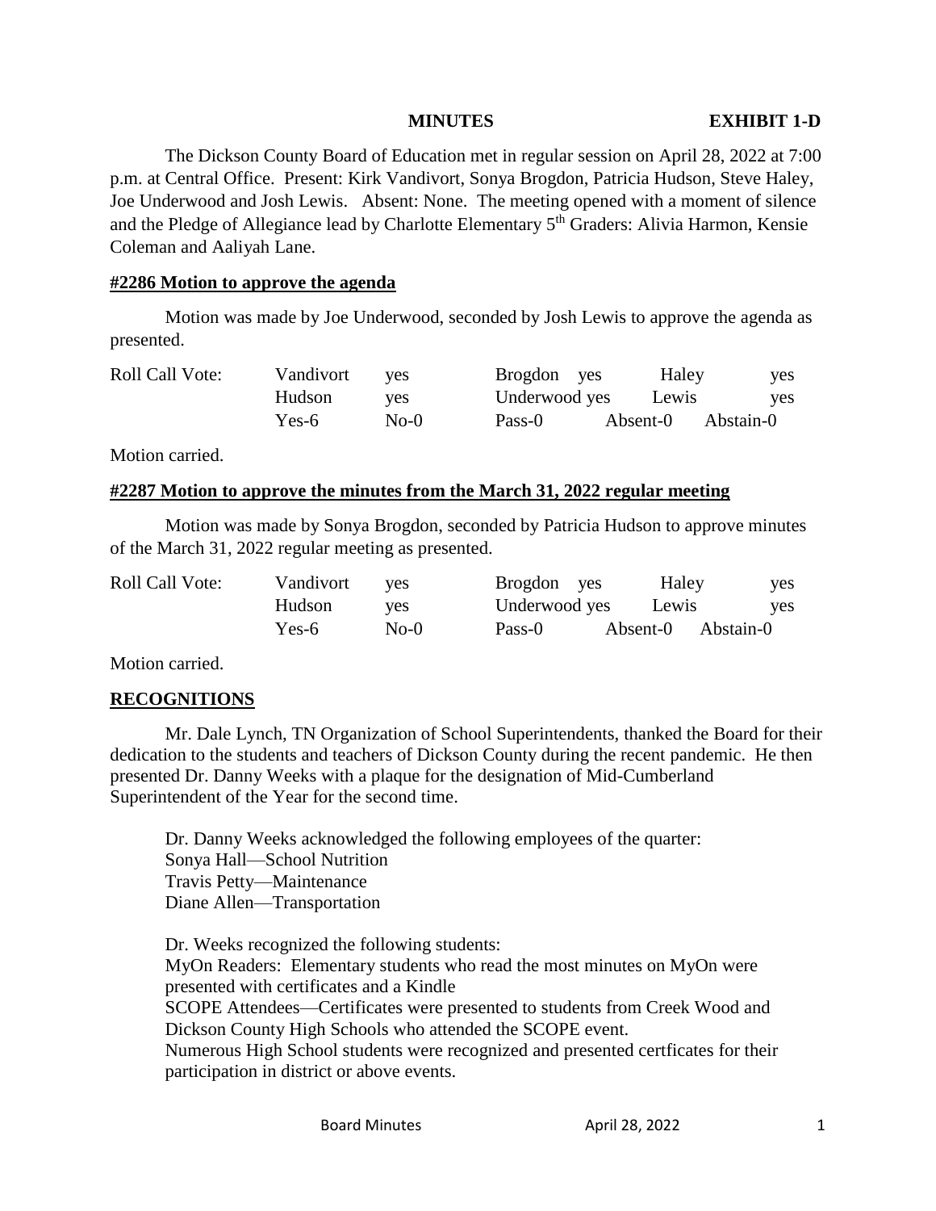**MINUTES** **EXHIBIT 1-D**

The Dickson County Board of Education met in regular session on April 28, 2022 at 7:00 p.m. at Central Office. Present: Kirk Vandivort, Sonya Brogdon, Patricia Hudson, Steve Haley, Joe Underwood and Josh Lewis. Absent: None. The meeting opened with a moment of silence and the Pledge of Allegiance lead by Charlotte Elementary 5th Graders: Alivia Harmon, Kensie Coleman and Aaliyah Lane.

**#2286 Motion to approve the agenda**

Motion was made by Joe Underwood, seconded by Josh Lewis to approve the agenda as presented.

| Roll Call Vote: | Vandivort | yes | Brogdon yes | Haley | yes |
|---|---|---|---|---|---|
| | Hudson | yes | Underwood yes | Lewis | yes |
| | Yes-6 | No-0 | Pass-0 | Absent-0 | Abstain-0 |

Motion carried.

**#2287 Motion to approve the minutes from the March 31, 2022 regular meeting**

Motion was made by Sonya Brogdon, seconded by Patricia Hudson to approve minutes of the March 31, 2022 regular meeting as presented.

| Roll Call Vote: | Vandivort | yes | Brogdon yes | Haley | yes |
|---|---|---|---|---|---|
| | Hudson | yes | Underwood yes | Lewis | yes |
| | Yes-6 | No-0 | Pass-0 | Absent-0 | Abstain-0 |

Motion carried.

**RECOGNITIONS**

Mr. Dale Lynch, TN Organization of School Superintendents, thanked the Board for their dedication to the students and teachers of Dickson County during the recent pandemic. He then presented Dr. Danny Weeks with a plaque for the designation of Mid-Cumberland Superintendent of the Year for the second time.

Dr. Danny Weeks acknowledged the following employees of the quarter:
Sonya Hall—School Nutrition
Travis Petty—Maintenance
Diane Allen—Transportation

Dr. Weeks recognized the following students:
MyOn Readers: Elementary students who read the most minutes on MyOn were presented with certificates and a Kindle
SCOPE Attendees—Certificates were presented to students from Creek Wood and Dickson County High Schools who attended the SCOPE event.
Numerous High School students were recognized and presented certficates for their participation in district or above events.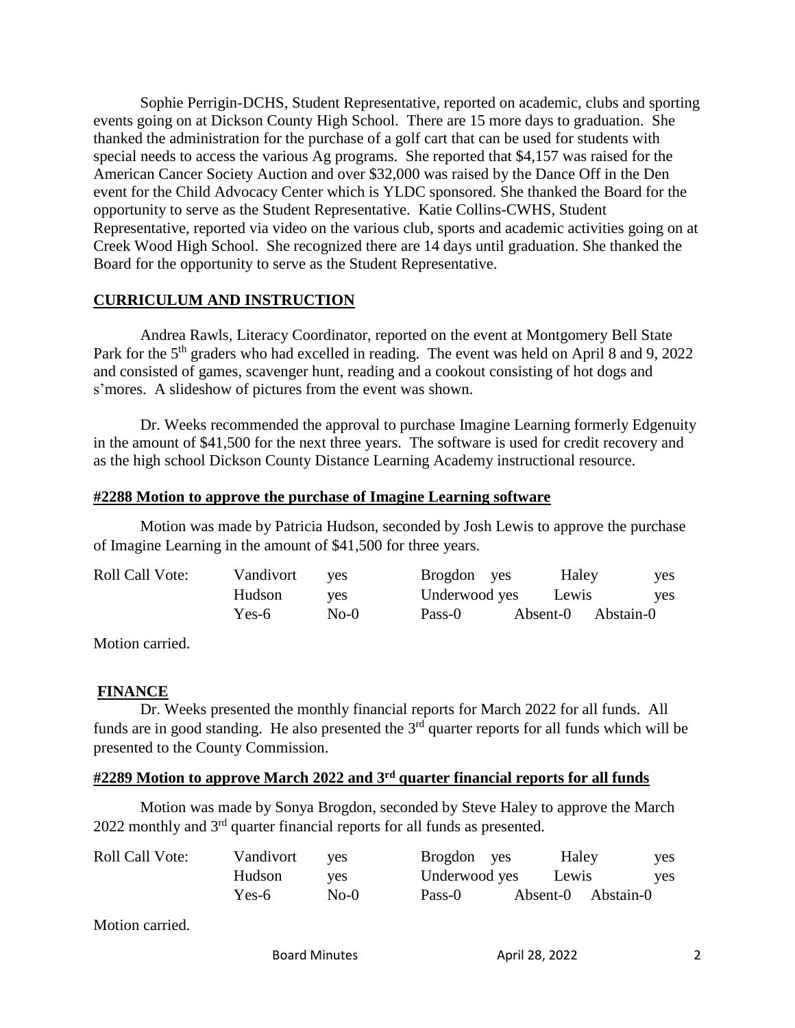Sophie Perrigin-DCHS, Student Representative, reported on academic, clubs and sporting events going on at Dickson County High School. There are 15 more days to graduation. She thanked the administration for the purchase of a golf cart that can be used for students with special needs to access the various Ag programs. She reported that $4,157 was raised for the American Cancer Society Auction and over $32,000 was raised by the Dance Off in the Den event for the Child Advocacy Center which is YLDC sponsored. She thanked the Board for the opportunity to serve as the Student Representative. Katie Collins-CWHS, Student Representative, reported via video on the various club, sports and academic activities going on at Creek Wood High School. She recognized there are 14 days until graduation. She thanked the Board for the opportunity to serve as the Student Representative.

## CURRICULUM AND INSTRUCTION

Andrea Rawls, Literacy Coordinator, reported on the event at Montgomery Bell State Park for the 5th graders who had excelled in reading. The event was held on April 8 and 9, 2022 and consisted of games, scavenger hunt, reading and a cookout consisting of hot dogs and s'mores. A slideshow of pictures from the event was shown.

Dr. Weeks recommended the approval to purchase Imagine Learning formerly Edgenuity in the amount of $41,500 for the next three years. The software is used for credit recovery and as the high school Dickson County Distance Learning Academy instructional resource.

### #2288 Motion to approve the purchase of Imagine Learning software

Motion was made by Patricia Hudson, seconded by Josh Lewis to approve the purchase of Imagine Learning in the amount of $41,500 for three years.

| Roll Call Vote: | Vandivort | yes | Brogdon yes | Haley | yes |
|---|---|---|---|---|---|
| | Hudson | yes | Underwood yes | Lewis | yes |
| | Yes-6 | No-0 | Pass-0 | Absent-0 | Abstain-0 |

Motion carried.

## FINANCE

Dr. Weeks presented the monthly financial reports for March 2022 for all funds. All funds are in good standing. He also presented the 3rd quarter reports for all funds which will be presented to the County Commission.

### #2289 Motion to approve March 2022 and 3rd quarter financial reports for all funds

Motion was made by Sonya Brogdon, seconded by Steve Haley to approve the March 2022 monthly and 3rd quarter financial reports for all funds as presented.

| Roll Call Vote: | Vandivort | yes | Brogdon yes | Haley | yes |
|---|---|---|---|---|---|
| | Hudson | yes | Underwood yes | Lewis | yes |
| | Yes-6 | No-0 | Pass-0 | Absent-0 | Abstain-0 |

Motion carried.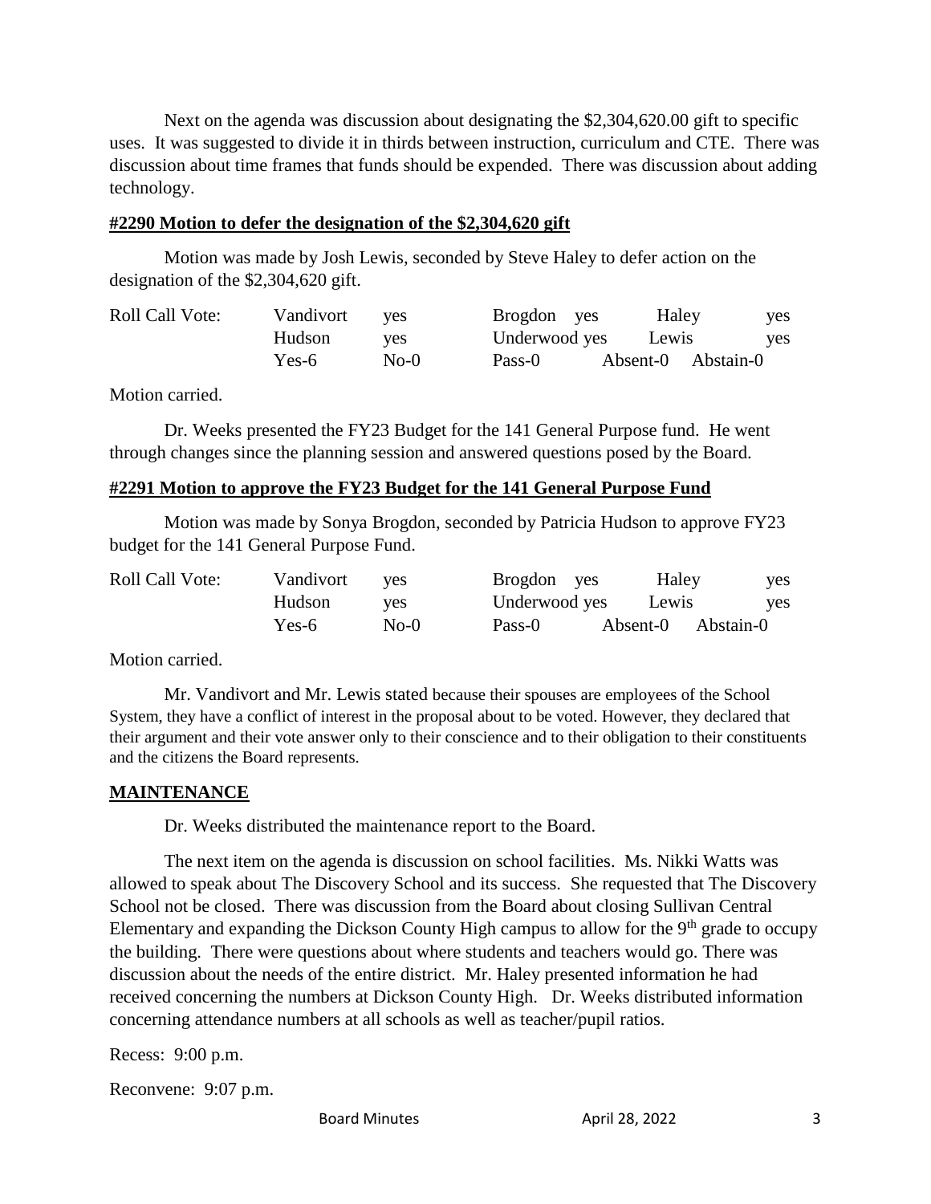Next on the agenda was discussion about designating the $2,304,620.00 gift to specific uses. It was suggested to divide it in thirds between instruction, curriculum and CTE. There was discussion about time frames that funds should be expended. There was discussion about adding technology.

**#2290 Motion to defer the designation of the $2,304,620 gift**

Motion was made by Josh Lewis, seconded by Steve Haley to defer action on the designation of the $2,304,620 gift.

| Roll Call Vote: | Vandivort | yes | Brogdon yes | Haley | yes |
|---|---|---|---|---|---|
| | Hudson | yes | Underwood yes | Lewis | yes |
| | Yes-6 | No-0 | Pass-0 | Absent-0 | Abstain-0 |

Motion carried.

Dr. Weeks presented the FY23 Budget for the 141 General Purpose fund. He went through changes since the planning session and answered questions posed by the Board.

**#2291 Motion to approve the FY23 Budget for the 141 General Purpose Fund**

Motion was made by Sonya Brogdon, seconded by Patricia Hudson to approve FY23 budget for the 141 General Purpose Fund.

| Roll Call Vote: | Vandivort | yes | Brogdon yes | Haley | yes |
|---|---|---|---|---|---|
| | Hudson | yes | Underwood yes | Lewis | yes |
| | Yes-6 | No-0 | Pass-0 | Absent-0 | Abstain-0 |

Motion carried.

Mr. Vandivort and Mr. Lewis stated because their spouses are employees of the School System, they have a conflict of interest in the proposal about to be voted. However, they declared that their argument and their vote answer only to their conscience and to their obligation to their constituents and the citizens the Board represents.

**MAINTENANCE**

Dr. Weeks distributed the maintenance report to the Board.

The next item on the agenda is discussion on school facilities. Ms. Nikki Watts was allowed to speak about The Discovery School and its success. She requested that The Discovery School not be closed. There was discussion from the Board about closing Sullivan Central Elementary and expanding the Dickson County High campus to allow for the 9th grade to occupy the building. There were questions about where students and teachers would go. There was discussion about the needs of the entire district. Mr. Haley presented information he had received concerning the numbers at Dickson County High. Dr. Weeks distributed information concerning attendance numbers at all schools as well as teacher/pupil ratios.

Recess: 9:00 p.m.

Reconvene: 9:07 p.m.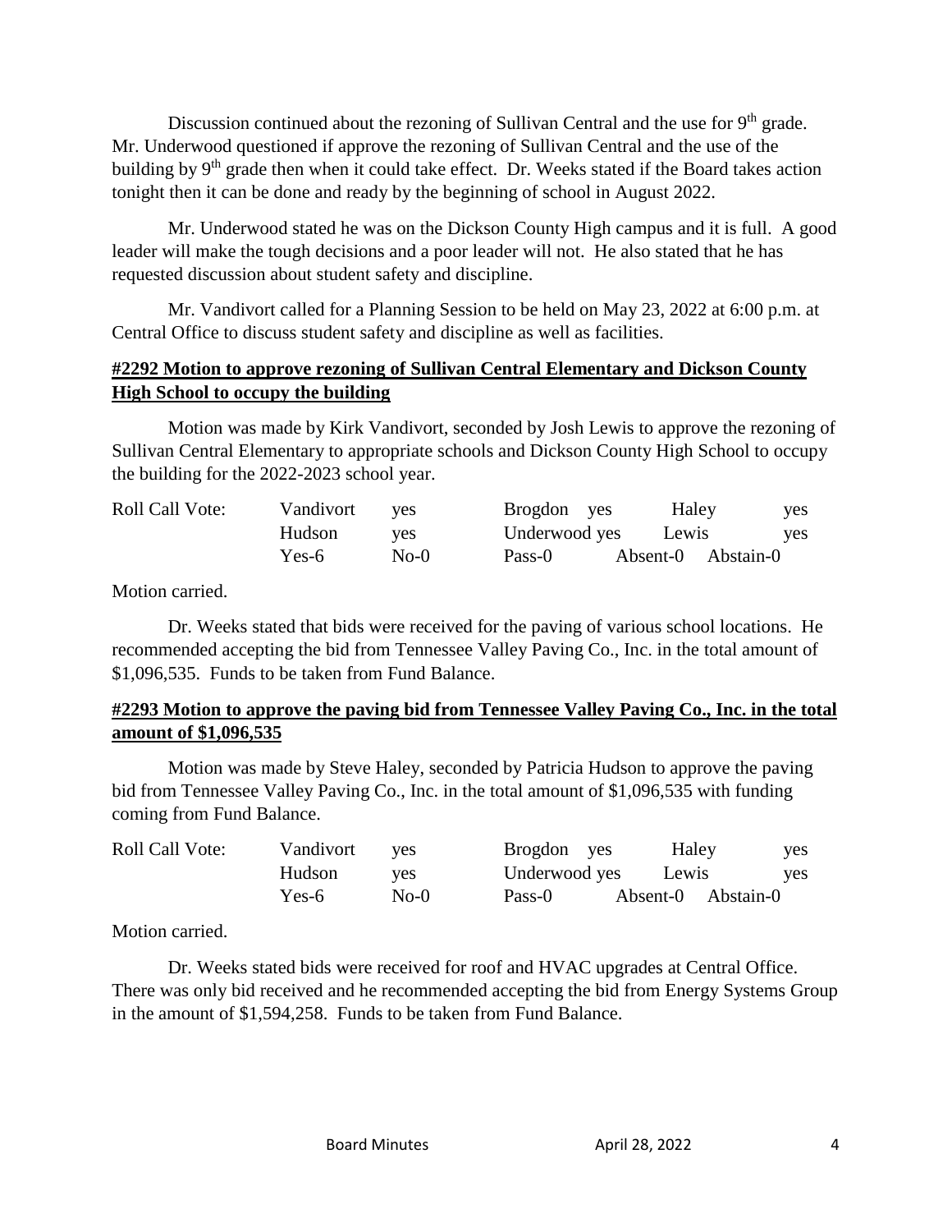Discussion continued about the rezoning of Sullivan Central and the use for 9th grade. Mr. Underwood questioned if approve the rezoning of Sullivan Central and the use of the building by 9th grade then when it could take effect. Dr. Weeks stated if the Board takes action tonight then it can be done and ready by the beginning of school in August 2022.

Mr. Underwood stated he was on the Dickson County High campus and it is full. A good leader will make the tough decisions and a poor leader will not. He also stated that he has requested discussion about student safety and discipline.

Mr. Vandivort called for a Planning Session to be held on May 23, 2022 at 6:00 p.m. at Central Office to discuss student safety and discipline as well as facilities.

**#2292 Motion to approve rezoning of Sullivan Central Elementary and Dickson County High School to occupy the building**

Motion was made by Kirk Vandivort, seconded by Josh Lewis to approve the rezoning of Sullivan Central Elementary to appropriate schools and Dickson County High School to occupy the building for the 2022-2023 school year.

| Roll Call Vote: | Vandivort | yes | Brogdon yes | Haley | yes |
|---|---|---|---|---|---|
| | Hudson | yes | Underwood yes | Lewis | yes |
| | Yes-6 | No-0 | Pass-0 | Absent-0 | Abstain-0 |

Motion carried.

Dr. Weeks stated that bids were received for the paving of various school locations. He recommended accepting the bid from Tennessee Valley Paving Co., Inc. in the total amount of $1,096,535. Funds to be taken from Fund Balance.

**#2293 Motion to approve the paving bid from Tennessee Valley Paving Co., Inc. in the total amount of $1,096,535**

Motion was made by Steve Haley, seconded by Patricia Hudson to approve the paving bid from Tennessee Valley Paving Co., Inc. in the total amount of $1,096,535 with funding coming from Fund Balance.

| Roll Call Vote: | Vandivort | yes | Brogdon yes | Haley | yes |
|---|---|---|---|---|---|
| | Hudson | yes | Underwood yes | Lewis | yes |
| | Yes-6 | No-0 | Pass-0 | Absent-0 | Abstain-0 |

Motion carried.

Dr. Weeks stated bids were received for roof and HVAC upgrades at Central Office. There was only bid received and he recommended accepting the bid from Energy Systems Group in the amount of $1,594,258. Funds to be taken from Fund Balance.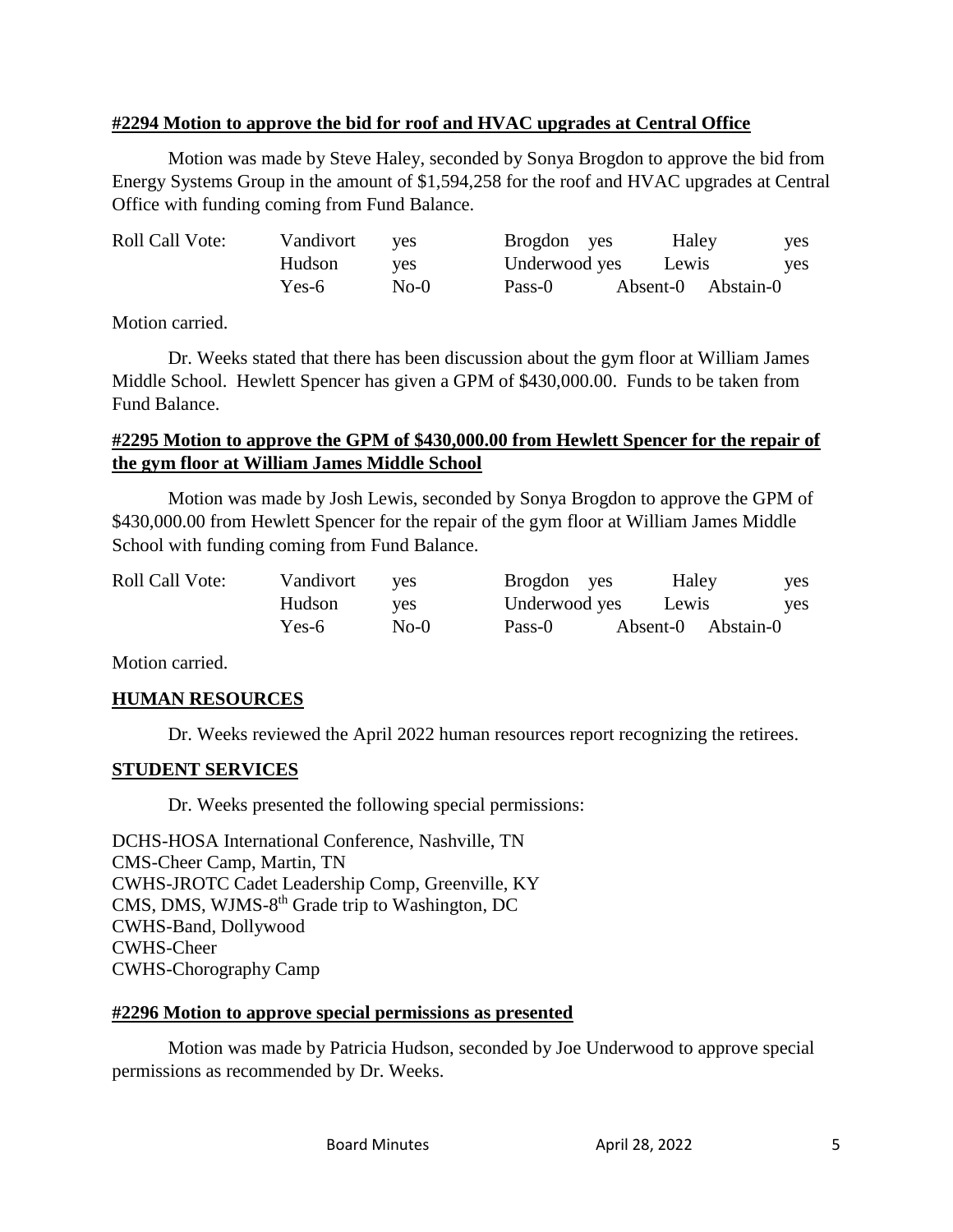**#2294 Motion to approve the bid for roof and HVAC upgrades at Central Office**

Motion was made by Steve Haley, seconded by Sonya Brogdon to approve the bid from Energy Systems Group in the amount of $1,594,258 for the roof and HVAC upgrades at Central Office with funding coming from Fund Balance.

| Roll Call Vote: | Vandivort | yes | Brogdon yes | Haley | yes |
|---|---|---|---|---|---|
| | Hudson | yes | Underwood yes | Lewis | yes |
| | Yes-6 | No-0 | Pass-0 | Absent-0 | Abstain-0 |

Motion carried.

Dr. Weeks stated that there has been discussion about the gym floor at William James Middle School. Hewlett Spencer has given a GPM of $430,000.00. Funds to be taken from Fund Balance.

**#2295 Motion to approve the GPM of $430,000.00 from Hewlett Spencer for the repair of the gym floor at William James Middle School**

Motion was made by Josh Lewis, seconded by Sonya Brogdon to approve the GPM of $430,000.00 from Hewlett Spencer for the repair of the gym floor at William James Middle School with funding coming from Fund Balance.

| Roll Call Vote: | Vandivort | yes | Brogdon yes | Haley | yes |
|---|---|---|---|---|---|
| | Hudson | yes | Underwood yes | Lewis | yes |
| | Yes-6 | No-0 | Pass-0 | Absent-0 | Abstain-0 |

Motion carried.

**HUMAN RESOURCES**

Dr. Weeks reviewed the April 2022 human resources report recognizing the retirees.

**STUDENT SERVICES**

Dr. Weeks presented the following special permissions:

DCHS-HOSA International Conference, Nashville, TN
CMS-Cheer Camp, Martin, TN
CWHS-JROTC Cadet Leadership Comp, Greenville, KY
CMS, DMS, WJMS-8th Grade trip to Washington, DC
CWHS-Band, Dollywood
CWHS-Cheer
CWHS-Chorography Camp

**#2296 Motion to approve special permissions as presented**

Motion was made by Patricia Hudson, seconded by Joe Underwood to approve special permissions as recommended by Dr. Weeks.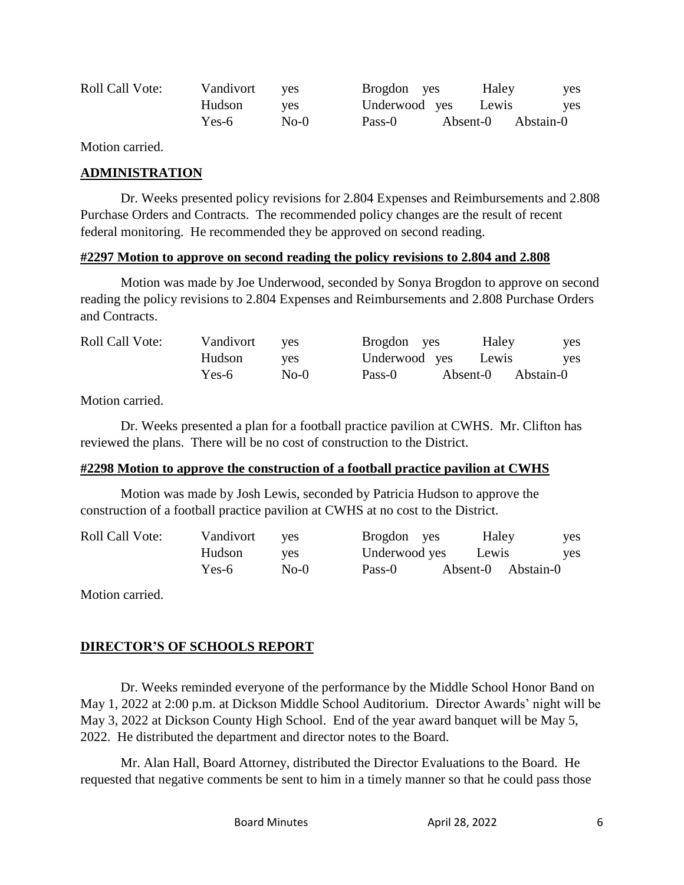| Roll Call Vote: | Vandivort | yes | Brogdon | yes | Haley | yes |
|---|---|---|---|---|---|---|
| | Hudson | yes | Underwood | yes | Lewis | yes |
| | Yes-6 | No-0 | Pass-0 | Absent-0 | Abstain-0 | |

Motion carried.

## ADMINISTRATION

Dr. Weeks presented policy revisions for 2.804 Expenses and Reimbursements and 2.808 Purchase Orders and Contracts. The recommended policy changes are the result of recent federal monitoring. He recommended they be approved on second reading.

### #2297 Motion to approve on second reading the policy revisions to 2.804 and 2.808

Motion was made by Joe Underwood, seconded by Sonya Brogdon to approve on second reading the policy revisions to 2.804 Expenses and Reimbursements and 2.808 Purchase Orders and Contracts.

| Roll Call Vote: | Vandivort | yes | Brogdon | yes | Haley | yes |
|---|---|---|---|---|---|---|
| | Hudson | yes | Underwood | yes | Lewis | yes |
| | Yes-6 | No-0 | Pass-0 | Absent-0 | Abstain-0 | |

Motion carried.

Dr. Weeks presented a plan for a football practice pavilion at CWHS. Mr. Clifton has reviewed the plans. There will be no cost of construction to the District.

### #2298 Motion to approve the construction of a football practice pavilion at CWHS

Motion was made by Josh Lewis, seconded by Patricia Hudson to approve the construction of a football practice pavilion at CWHS at no cost to the District.

| Roll Call Vote: | Vandivort | yes | Brogdon | yes | Haley | yes |
|---|---|---|---|---|---|---|
| | Hudson | yes | Underwood | yes | Lewis | yes |
| | Yes-6 | No-0 | Pass-0 | Absent-0 | Abstain-0 | |

Motion carried.

## DIRECTOR'S OF SCHOOLS REPORT

Dr. Weeks reminded everyone of the performance by the Middle School Honor Band on May 1, 2022 at 2:00 p.m. at Dickson Middle School Auditorium. Director Awards' night will be May 3, 2022 at Dickson County High School. End of the year award banquet will be May 5, 2022. He distributed the department and director notes to the Board.

Mr. Alan Hall, Board Attorney, distributed the Director Evaluations to the Board. He requested that negative comments be sent to him in a timely manner so that he could pass those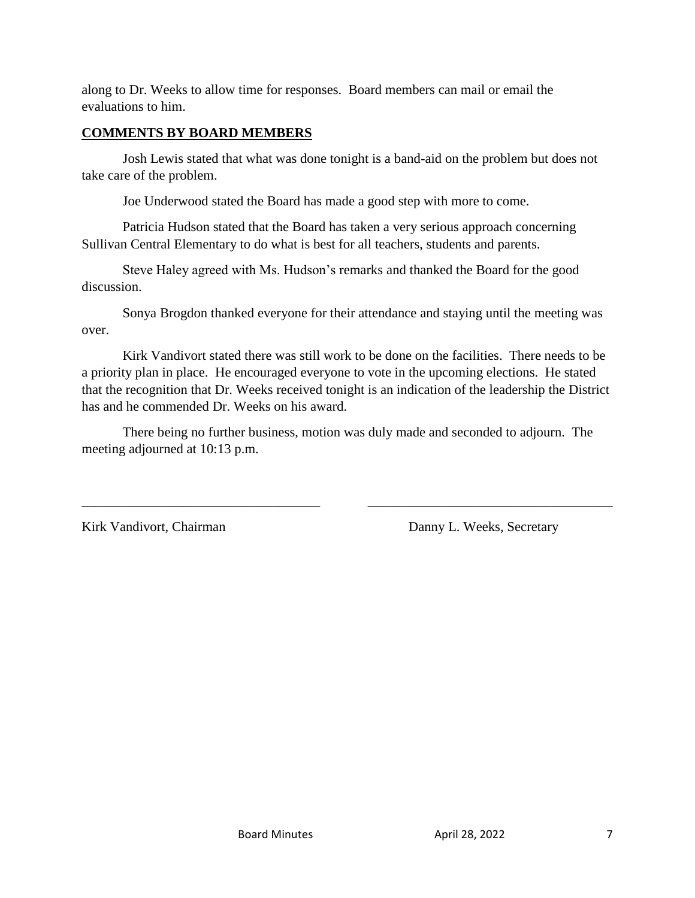along to Dr. Weeks to allow time for responses. Board members can mail or email the evaluations to him.

## COMMENTS BY BOARD MEMBERS

Josh Lewis stated that what was done tonight is a band-aid on the problem but does not take care of the problem.

Joe Underwood stated the Board has made a good step with more to come.

Patricia Hudson stated that the Board has taken a very serious approach concerning Sullivan Central Elementary to do what is best for all teachers, students and parents.

Steve Haley agreed with Ms. Hudson's remarks and thanked the Board for the good discussion.

Sonya Brogdon thanked everyone for their attendance and staying until the meeting was over.

Kirk Vandivort stated there was still work to be done on the facilities. There needs to be a priority plan in place. He encouraged everyone to vote in the upcoming elections. He stated that the recognition that Dr. Weeks received tonight is an indication of the leadership the District has and he commended Dr. Weeks on his award.

There being no further business, motion was duly made and seconded to adjourn. The meeting adjourned at 10:13 p.m.

\_\_\_\_\_\_\_\_\_\_\_\_\_\_\_\_\_\_\_\_\_\_\_\_\_\_\_\_\_\_\_\_\_\_\_ \_\_\_\_\_\_\_\_\_\_\_\_\_\_\_\_\_\_\_\_\_\_\_\_\_\_\_\_\_\_\_\_\_\_\_\_\_

Kirk Vandivort, Chairman Danny L. Weeks, Secretary